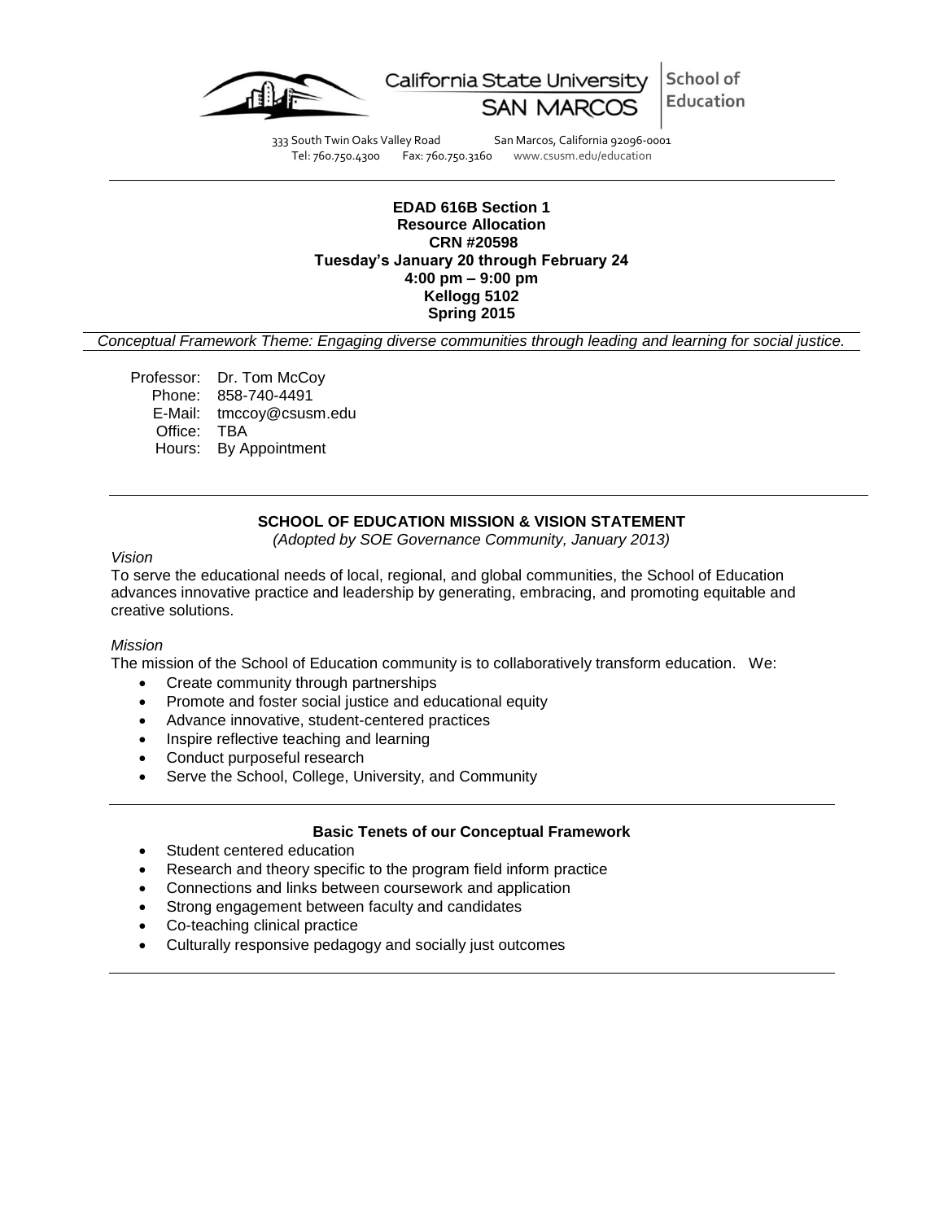California State University SAN MARCOS | School of Education

333 South Twin Oaks Valley Road San Marcos, California 92096-0001
Tel: 760.750.4300 Fax: 760.750.3160 www.csusm.edu/education

---

**EDAD 616B Section 1**
**Resource Allocation**
**CRN #20598**
**Tuesday's January 20 through February 24**
**4:00 pm – 9:00 pm**
**Kellogg 5102**
**Spring 2015**

*Conceptual Framework Theme: Engaging diverse communities through leading and learning for social justice.*

Professor: Dr. Tom McCoy
Phone: 858-740-4491
E-Mail: tmccoy@csusm.edu
Office: TBA
Hours: By Appointment

---

## SCHOOL OF EDUCATION MISSION & VISION STATEMENT

*(Adopted by SOE Governance Community, January 2013)*

*Vision*

To serve the educational needs of local, regional, and global communities, the School of Education advances innovative practice and leadership by generating, embracing, and promoting equitable and creative solutions.

*Mission*

The mission of the School of Education community is to collaboratively transform education. We:

- Create community through partnerships
- Promote and foster social justice and educational equity
- Advance innovative, student-centered practices
- Inspire reflective teaching and learning
- Conduct purposeful research
- Serve the School, College, University, and Community

---

### Basic Tenets of our Conceptual Framework

- Student centered education
- Research and theory specific to the program field inform practice
- Connections and links between coursework and application
- Strong engagement between faculty and candidates
- Co-teaching clinical practice
- Culturally responsive pedagogy and socially just outcomes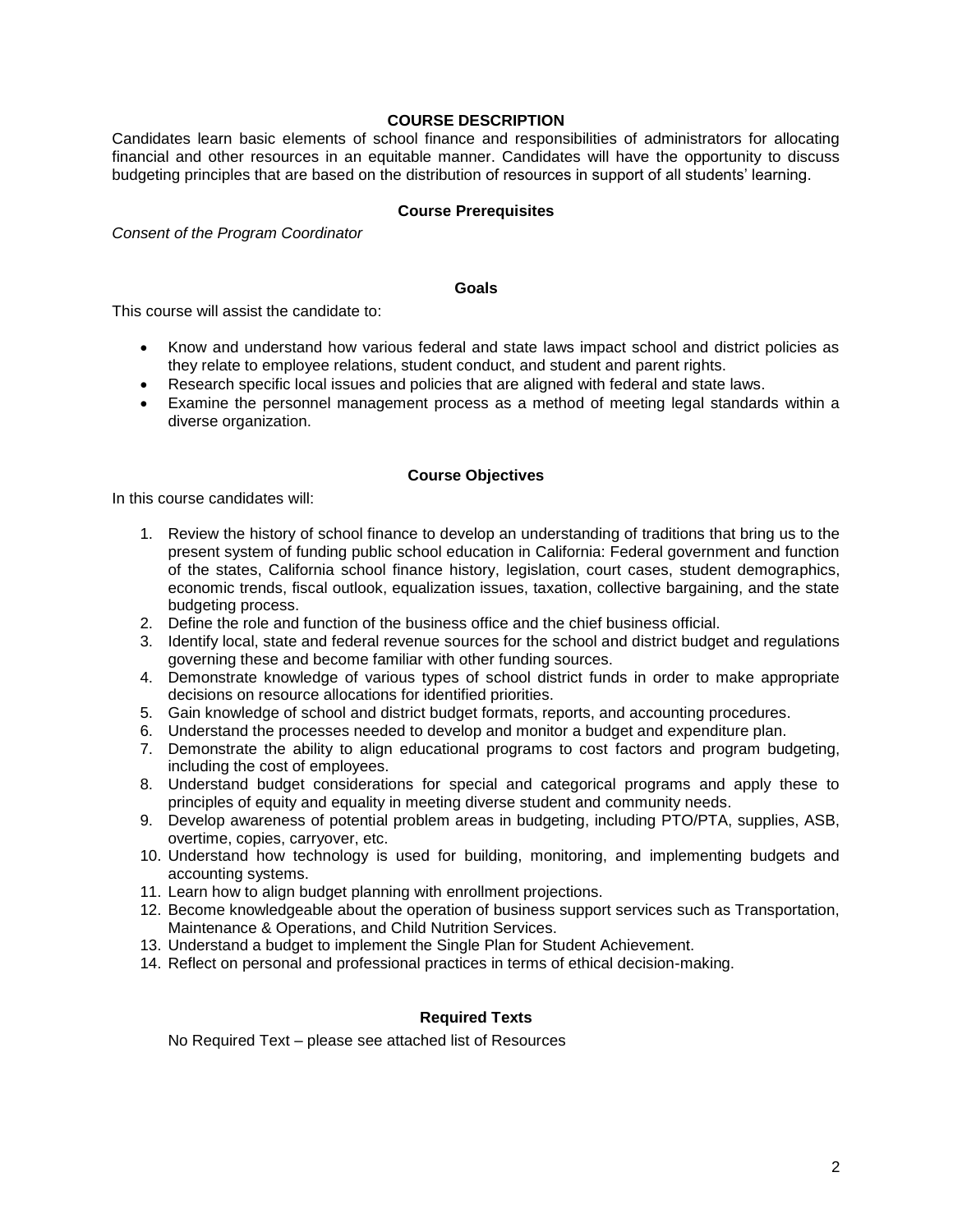## COURSE DESCRIPTION

Candidates learn basic elements of school finance and responsibilities of administrators for allocating financial and other resources in an equitable manner. Candidates will have the opportunity to discuss budgeting principles that are based on the distribution of resources in support of all students' learning.

### Course Prerequisites

*Consent of the Program Coordinator*

### Goals

This course will assist the candidate to:

- Know and understand how various federal and state laws impact school and district policies as they relate to employee relations, student conduct, and student and parent rights.
- Research specific local issues and policies that are aligned with federal and state laws.
- Examine the personnel management process as a method of meeting legal standards within a diverse organization.

### Course Objectives

In this course candidates will:

1. Review the history of school finance to develop an understanding of traditions that bring us to the present system of funding public school education in California: Federal government and function of the states, California school finance history, legislation, court cases, student demographics, economic trends, fiscal outlook, equalization issues, taxation, collective bargaining, and the state budgeting process.
2. Define the role and function of the business office and the chief business official.
3. Identify local, state and federal revenue sources for the school and district budget and regulations governing these and become familiar with other funding sources.
4. Demonstrate knowledge of various types of school district funds in order to make appropriate decisions on resource allocations for identified priorities.
5. Gain knowledge of school and district budget formats, reports, and accounting procedures.
6. Understand the processes needed to develop and monitor a budget and expenditure plan.
7. Demonstrate the ability to align educational programs to cost factors and program budgeting, including the cost of employees.
8. Understand budget considerations for special and categorical programs and apply these to principles of equity and equality in meeting diverse student and community needs.
9. Develop awareness of potential problem areas in budgeting, including PTO/PTA, supplies, ASB, overtime, copies, carryover, etc.
10. Understand how technology is used for building, monitoring, and implementing budgets and accounting systems.
11. Learn how to align budget planning with enrollment projections.
12. Become knowledgeable about the operation of business support services such as Transportation, Maintenance & Operations, and Child Nutrition Services.
13. Understand a budget to implement the Single Plan for Student Achievement.
14. Reflect on personal and professional practices in terms of ethical decision-making.

### Required Texts

No Required Text – please see attached list of Resources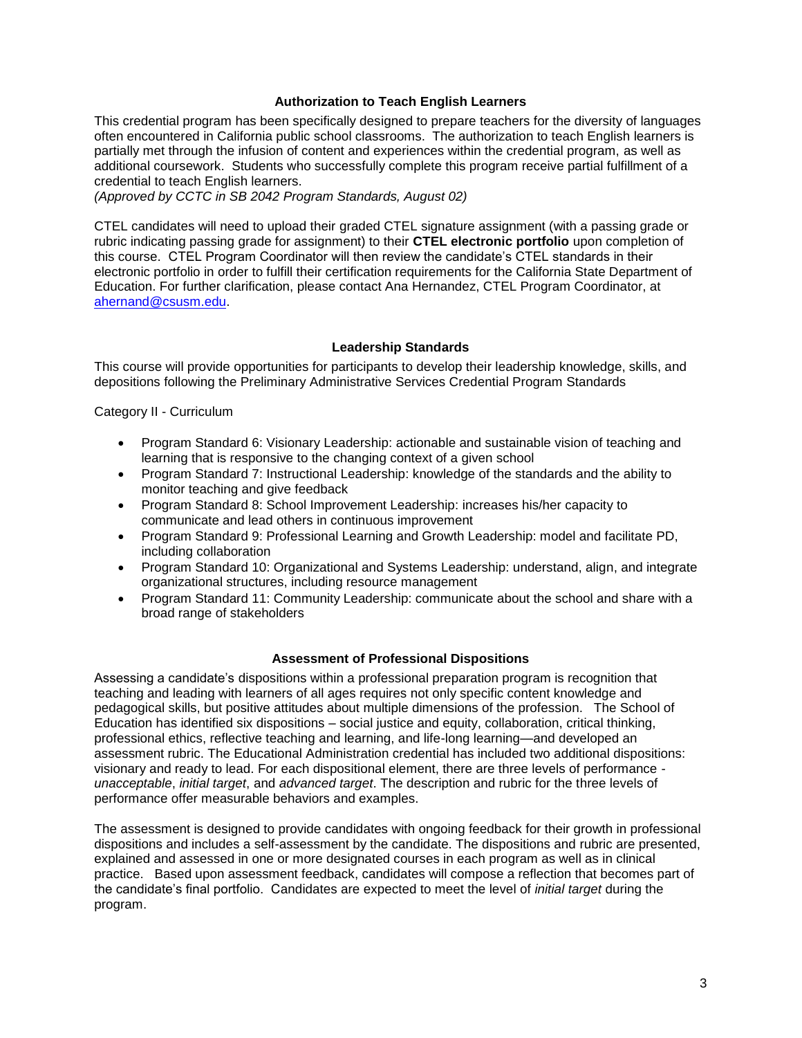## Authorization to Teach English Learners

This credential program has been specifically designed to prepare teachers for the diversity of languages often encountered in California public school classrooms. The authorization to teach English learners is partially met through the infusion of content and experiences within the credential program, as well as additional coursework. Students who successfully complete this program receive partial fulfillment of a credential to teach English learners.

*(Approved by CCTC in SB 2042 Program Standards, August 02)*

CTEL candidates will need to upload their graded CTEL signature assignment (with a passing grade or rubric indicating passing grade for assignment) to their **CTEL electronic portfolio** upon completion of this course. CTEL Program Coordinator will then review the candidate's CTEL standards in their electronic portfolio in order to fulfill their certification requirements for the California State Department of Education. For further clarification, please contact Ana Hernandez, CTEL Program Coordinator, at ahernand@csusm.edu.

## Leadership Standards

This course will provide opportunities for participants to develop their leadership knowledge, skills, and depositions following the Preliminary Administrative Services Credential Program Standards

Category II - Curriculum

- Program Standard 6: Visionary Leadership: actionable and sustainable vision of teaching and learning that is responsive to the changing context of a given school
- Program Standard 7: Instructional Leadership: knowledge of the standards and the ability to monitor teaching and give feedback
- Program Standard 8: School Improvement Leadership: increases his/her capacity to communicate and lead others in continuous improvement
- Program Standard 9: Professional Learning and Growth Leadership: model and facilitate PD, including collaboration
- Program Standard 10: Organizational and Systems Leadership: understand, align, and integrate organizational structures, including resource management
- Program Standard 11: Community Leadership: communicate about the school and share with a broad range of stakeholders

## Assessment of Professional Dispositions

Assessing a candidate's dispositions within a professional preparation program is recognition that teaching and leading with learners of all ages requires not only specific content knowledge and pedagogical skills, but positive attitudes about multiple dimensions of the profession. The School of Education has identified six dispositions – social justice and equity, collaboration, critical thinking, professional ethics, reflective teaching and learning, and life-long learning—and developed an assessment rubric. The Educational Administration credential has included two additional dispositions: visionary and ready to lead. For each dispositional element, there are three levels of performance - *unacceptable*, *initial target*, and *advanced target*. The description and rubric for the three levels of performance offer measurable behaviors and examples.

The assessment is designed to provide candidates with ongoing feedback for their growth in professional dispositions and includes a self-assessment by the candidate. The dispositions and rubric are presented, explained and assessed in one or more designated courses in each program as well as in clinical practice. Based upon assessment feedback, candidates will compose a reflection that becomes part of the candidate's final portfolio. Candidates are expected to meet the level of *initial target* during the program.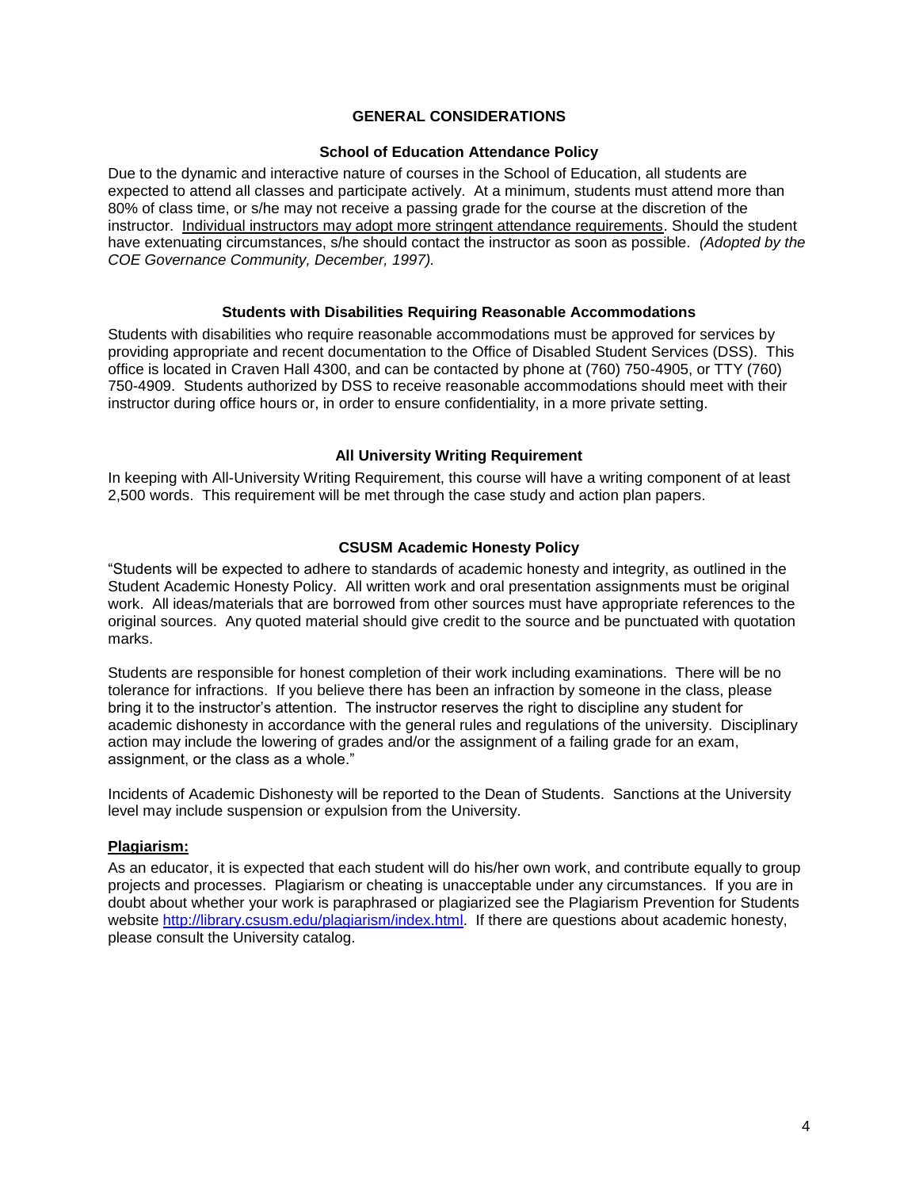## GENERAL CONSIDERATIONS

### School of Education Attendance Policy

Due to the dynamic and interactive nature of courses in the School of Education, all students are expected to attend all classes and participate actively. At a minimum, students must attend more than 80% of class time, or s/he may not receive a passing grade for the course at the discretion of the instructor. <u>Individual instructors may adopt more stringent attendance requirements</u>. Should the student have extenuating circumstances, s/he should contact the instructor as soon as possible. *(Adopted by the COE Governance Community, December, 1997).*

### Students with Disabilities Requiring Reasonable Accommodations

Students with disabilities who require reasonable accommodations must be approved for services by providing appropriate and recent documentation to the Office of Disabled Student Services (DSS). This office is located in Craven Hall 4300, and can be contacted by phone at (760) 750-4905, or TTY (760) 750-4909. Students authorized by DSS to receive reasonable accommodations should meet with their instructor during office hours or, in order to ensure confidentiality, in a more private setting.

### All University Writing Requirement

In keeping with All-University Writing Requirement, this course will have a writing component of at least 2,500 words. This requirement will be met through the case study and action plan papers.

### CSUSM Academic Honesty Policy

"Students will be expected to adhere to standards of academic honesty and integrity, as outlined in the Student Academic Honesty Policy. All written work and oral presentation assignments must be original work. All ideas/materials that are borrowed from other sources must have appropriate references to the original sources. Any quoted material should give credit to the source and be punctuated with quotation marks.

Students are responsible for honest completion of their work including examinations. There will be no tolerance for infractions. If you believe there has been an infraction by someone in the class, please bring it to the instructor's attention. The instructor reserves the right to discipline any student for academic dishonesty in accordance with the general rules and regulations of the university. Disciplinary action may include the lowering of grades and/or the assignment of a failing grade for an exam, assignment, or the class as a whole."

Incidents of Academic Dishonesty will be reported to the Dean of Students. Sanctions at the University level may include suspension or expulsion from the University.

**<u>Plagiarism:</u>**

As an educator, it is expected that each student will do his/her own work, and contribute equally to group projects and processes. Plagiarism or cheating is unacceptable under any circumstances. If you are in doubt about whether your work is paraphrased or plagiarized see the Plagiarism Prevention for Students website [http://library.csusm.edu/plagiarism/index.html](http://library.csusm.edu/plagiarism/index.html). If there are questions about academic honesty, please consult the University catalog.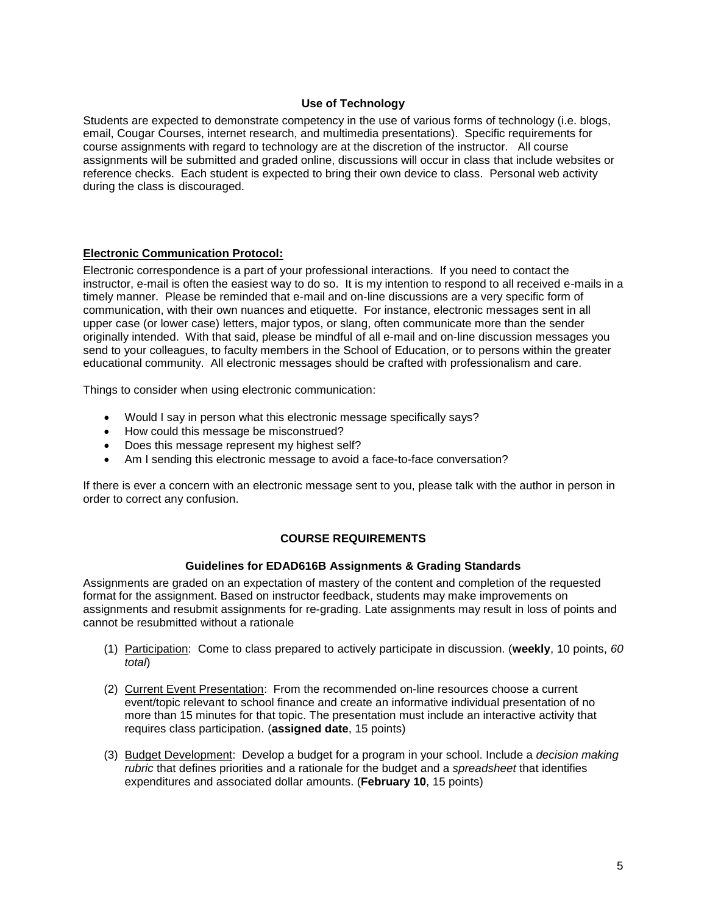### Use of Technology

Students are expected to demonstrate competency in the use of various forms of technology (i.e. blogs, email, Cougar Courses, internet research, and multimedia presentations). Specific requirements for course assignments with regard to technology are at the discretion of the instructor. All course assignments will be submitted and graded online, discussions will occur in class that include websites or reference checks. Each student is expected to bring their own device to class. Personal web activity during the class is discouraged.

### Electronic Communication Protocol:

Electronic correspondence is a part of your professional interactions. If you need to contact the instructor, e-mail is often the easiest way to do so. It is my intention to respond to all received e-mails in a timely manner. Please be reminded that e-mail and on-line discussions are a very specific form of communication, with their own nuances and etiquette. For instance, electronic messages sent in all upper case (or lower case) letters, major typos, or slang, often communicate more than the sender originally intended. With that said, please be mindful of all e-mail and on-line discussion messages you send to your colleagues, to faculty members in the School of Education, or to persons within the greater educational community. All electronic messages should be crafted with professionalism and care.

Things to consider when using electronic communication:

- Would I say in person what this electronic message specifically says?
- How could this message be misconstrued?
- Does this message represent my highest self?
- Am I sending this electronic message to avoid a face-to-face conversation?

If there is ever a concern with an electronic message sent to you, please talk with the author in person in order to correct any confusion.

## COURSE REQUIREMENTS

### Guidelines for EDAD616B Assignments & Grading Standards

Assignments are graded on an expectation of mastery of the content and completion of the requested format for the assignment. Based on instructor feedback, students may make improvements on assignments and resubmit assignments for re-grading. Late assignments may result in loss of points and cannot be resubmitted without a rationale

(1) Participation: Come to class prepared to actively participate in discussion. (**weekly**, 10 points, *60 total*)

(2) Current Event Presentation: From the recommended on-line resources choose a current event/topic relevant to school finance and create an informative individual presentation of no more than 15 minutes for that topic. The presentation must include an interactive activity that requires class participation. (**assigned date**, 15 points)

(3) Budget Development: Develop a budget for a program in your school. Include a *decision making rubric* that defines priorities and a rationale for the budget and a *spreadsheet* that identifies expenditures and associated dollar amounts. (**February 10**, 15 points)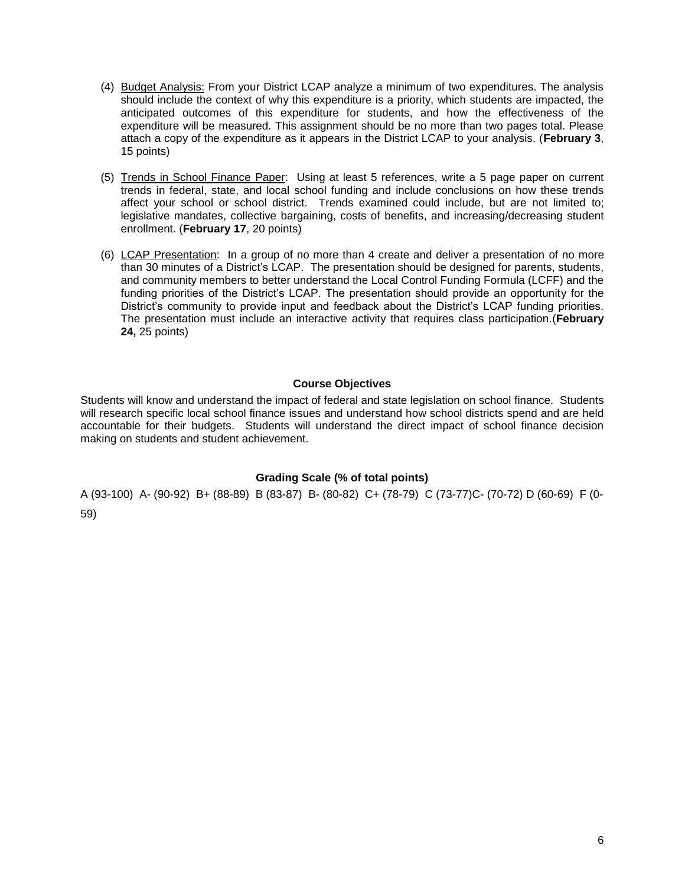(4) Budget Analysis: From your District LCAP analyze a minimum of two expenditures. The analysis should include the context of why this expenditure is a priority, which students are impacted, the anticipated outcomes of this expenditure for students, and how the effectiveness of the expenditure will be measured. This assignment should be no more than two pages total. Please attach a copy of the expenditure as it appears in the District LCAP to your analysis. (**February 3**, 15 points)

(5) Trends in School Finance Paper: Using at least 5 references, write a 5 page paper on current trends in federal, state, and local school funding and include conclusions on how these trends affect your school or school district. Trends examined could include, but are not limited to; legislative mandates, collective bargaining, costs of benefits, and increasing/decreasing student enrollment. (**February 17**, 20 points)

(6) LCAP Presentation: In a group of no more than 4 create and deliver a presentation of no more than 30 minutes of a District's LCAP. The presentation should be designed for parents, students, and community members to better understand the Local Control Funding Formula (LCFF) and the funding priorities of the District's LCAP. The presentation should provide an opportunity for the District's community to provide input and feedback about the District's LCAP funding priorities. The presentation must include an interactive activity that requires class participation.(**February 24,** 25 points)

**Course Objectives**

Students will know and understand the impact of federal and state legislation on school finance. Students will research specific local school finance issues and understand how school districts spend and are held accountable for their budgets. Students will understand the direct impact of school finance decision making on students and student achievement.

**Grading Scale (% of total points)**

A (93-100) A- (90-92) B+ (88-89) B (83-87) B- (80-82) C+ (78-79) C (73-77)C- (70-72) D (60-69) F (0-59)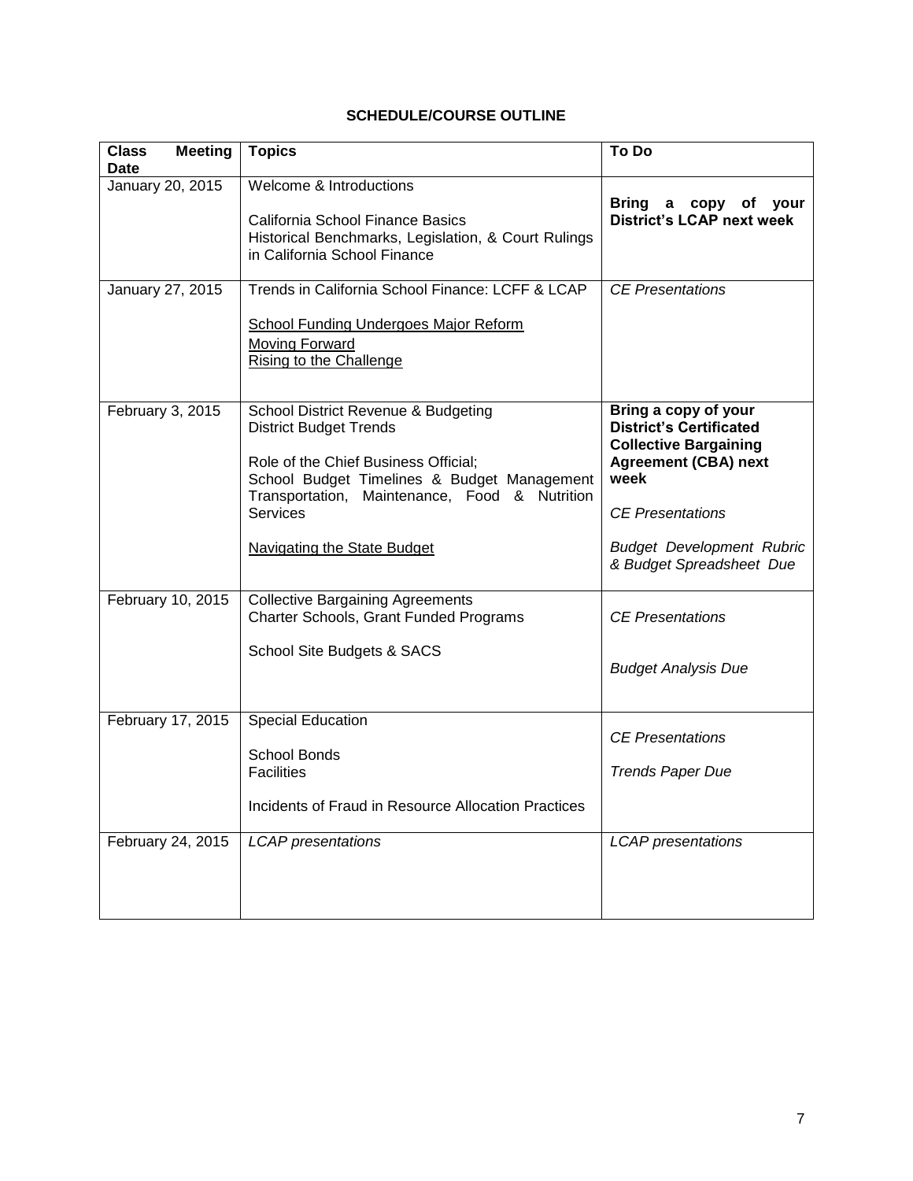## SCHEDULE/COURSE OUTLINE

| Class Meeting Date | Topics | To Do |
| --- | --- | --- |
| January 20, 2015 | Welcome & Introductions<br><br>California School Finance Basics<br>Historical Benchmarks, Legislation, & Court Rulings in California School Finance | **Bring a copy of your District's LCAP next week** |
| January 27, 2015 | Trends in California School Finance: LCFF & LCAP<br><br><u>School Funding Undergoes Major Reform</u><br><u>Moving Forward</u><br><u>Rising to the Challenge</u> | *CE Presentations* |
| February 3, 2015 | School District Revenue & Budgeting<br>District Budget Trends<br><br>Role of the Chief Business Official;<br>School Budget Timelines & Budget Management<br>Transportation, Maintenance, Food & Nutrition Services<br><br><u>Navigating the State Budget</u> | **Bring a copy of your District's Certificated Collective Bargaining Agreement (CBA) next week**<br><br>*CE Presentations*<br><br>*Budget Development Rubric & Budget Spreadsheet Due* |
| February 10, 2015 | Collective Bargaining Agreements<br>Charter Schools, Grant Funded Programs<br><br>School Site Budgets & SACS | *CE Presentations*<br><br>*Budget Analysis Due* |
| February 17, 2015 | Special Education<br><br>School Bonds<br>Facilities<br><br>Incidents of Fraud in Resource Allocation Practices | *CE Presentations*<br><br>*Trends Paper Due* |
| February 24, 2015 | *LCAP presentations* | *LCAP presentations* |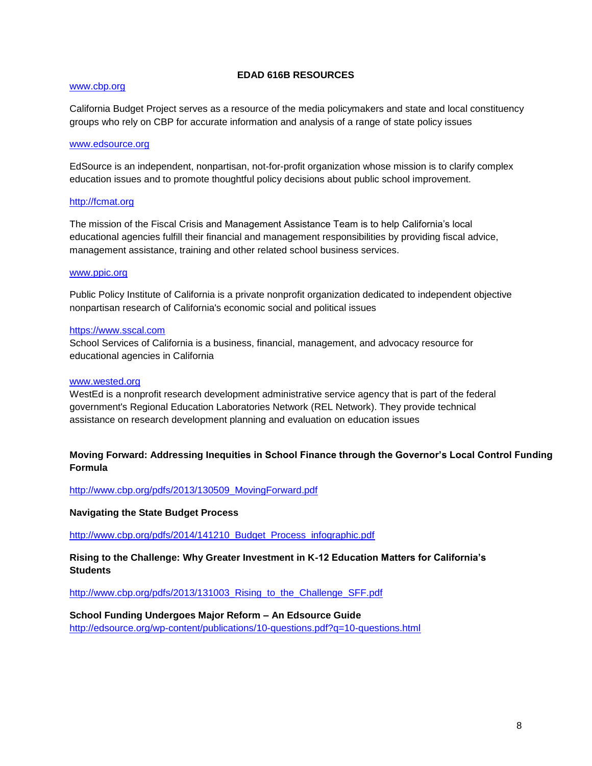**EDAD 616B RESOURCES**

www.cbp.org

California Budget Project serves as a resource of the media policymakers and state and local constituency groups who rely on CBP for accurate information and analysis of a range of state policy issues

www.edsource.org

EdSource is an independent, nonpartisan, not-for-profit organization whose mission is to clarify complex education issues and to promote thoughtful policy decisions about public school improvement.

http://fcmat.org

The mission of the Fiscal Crisis and Management Assistance Team is to help California's local educational agencies fulfill their financial and management responsibilities by providing fiscal advice, management assistance, training and other related school business services.

www.ppic.org

Public Policy Institute of California is a private nonprofit organization dedicated to independent objective nonpartisan research of California's economic social and political issues

https://www.sscal.com
School Services of California is a business, financial, management, and advocacy resource for educational agencies in California

www.wested.org
WestEd is a nonprofit research development administrative service agency that is part of the federal government's Regional Education Laboratories Network (REL Network). They provide technical assistance on research development planning and evaluation on education issues

**Moving Forward: Addressing Inequities in School Finance through the Governor's Local Control Funding Formula**

http://www.cbp.org/pdfs/2013/130509_MovingForward.pdf

**Navigating the State Budget Process**

http://www.cbp.org/pdfs/2014/141210_Budget_Process_infographic.pdf

**Rising to the Challenge: Why Greater Investment in K-12 Education Matters for California's Students**

http://www.cbp.org/pdfs/2013/131003_Rising_to_the_Challenge_SFF.pdf

**School Funding Undergoes Major Reform – An Edsource Guide**
http://edsource.org/wp-content/publications/10-questions.pdf?q=10-questions.html